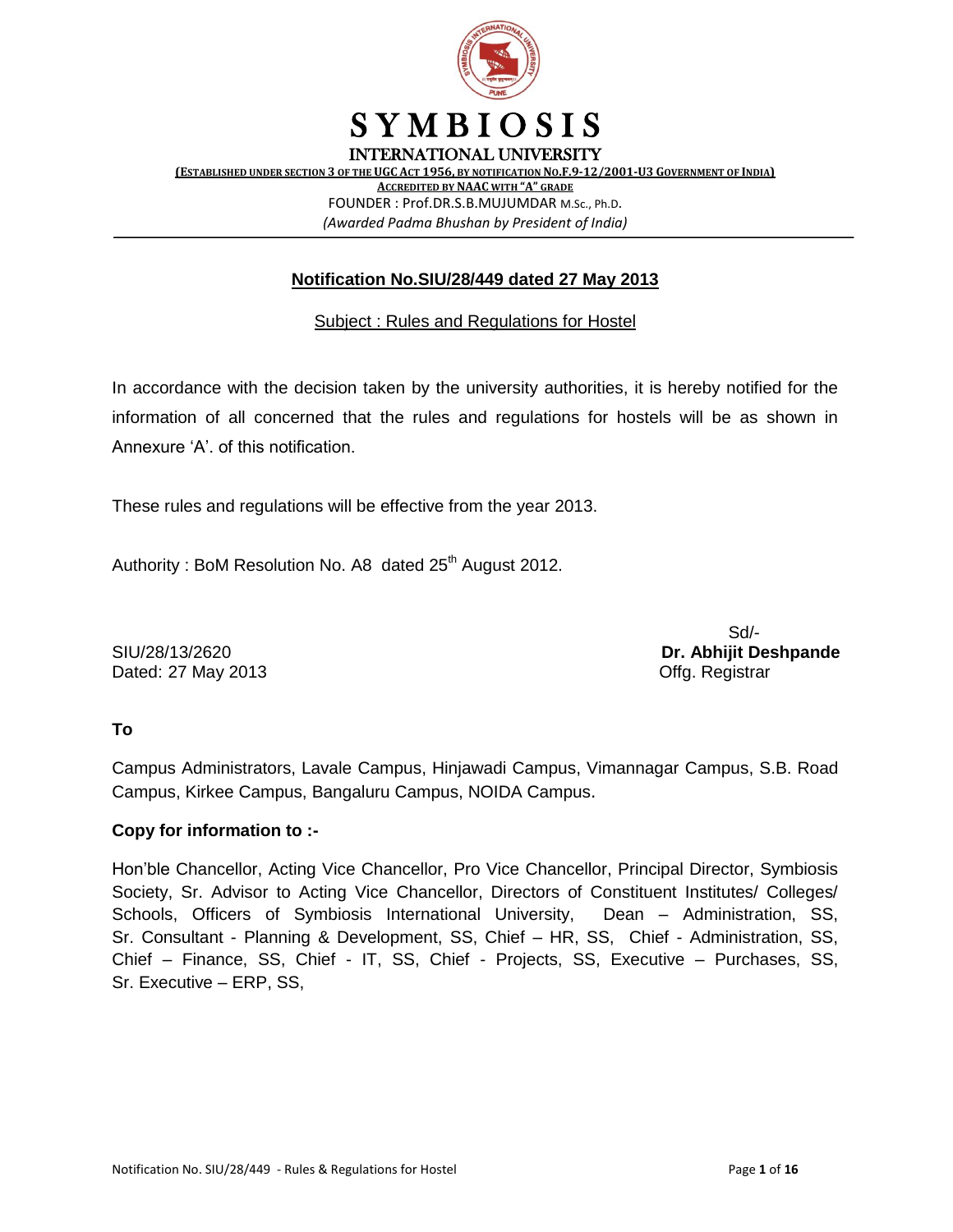# SYMBIOSIS

## INTERNATIONAL UNIVERSITY

(ESTABLISHED UNDER SECTION 3 OF THE UGC ACT 1956, BY NOTIFICATION NO.F.9-12/2001-U3 GOVERNMENT OF INDIA)

ACCREDITED BY NAAC WITH "A" GRADE

FOUNDER : Prof.DR.S.B.MUJUMDAR M.Sc., Ph.D.

*(Awarded Padma Bhushan by President of India)*

---

**Notification No.SIU/28/449 dated 27 May 2013**

Subject : Rules and Regulations for Hostel

In accordance with the decision taken by the university authorities, it is hereby notified for the information of all concerned that the rules and regulations for hostels will be as shown in Annexure 'A'. of this notification.

These rules and regulations will be effective from the year 2013.

Authority : BoM Resolution No. A8 dated 25th August 2012.

Sd/-

**Dr. Abhijit Deshpande**

Offg. Registrar

SIU/28/13/2620

Dated: 27 May 2013

**To**

Campus Administrators, Lavale Campus, Hinjawadi Campus, Vimannagar Campus, S.B. Road Campus, Kirkee Campus, Bangaluru Campus, NOIDA Campus.

**Copy for information to :-**

Hon'ble Chancellor, Acting Vice Chancellor, Pro Vice Chancellor, Principal Director, Symbiosis Society, Sr. Advisor to Acting Vice Chancellor, Directors of Constituent Institutes/ Colleges/ Schools, Officers of Symbiosis International University, Dean – Administration, SS, Sr. Consultant - Planning & Development, SS, Chief – HR, SS, Chief - Administration, SS, Chief – Finance, SS, Chief - IT, SS, Chief - Projects, SS, Executive – Purchases, SS, Sr. Executive – ERP, SS,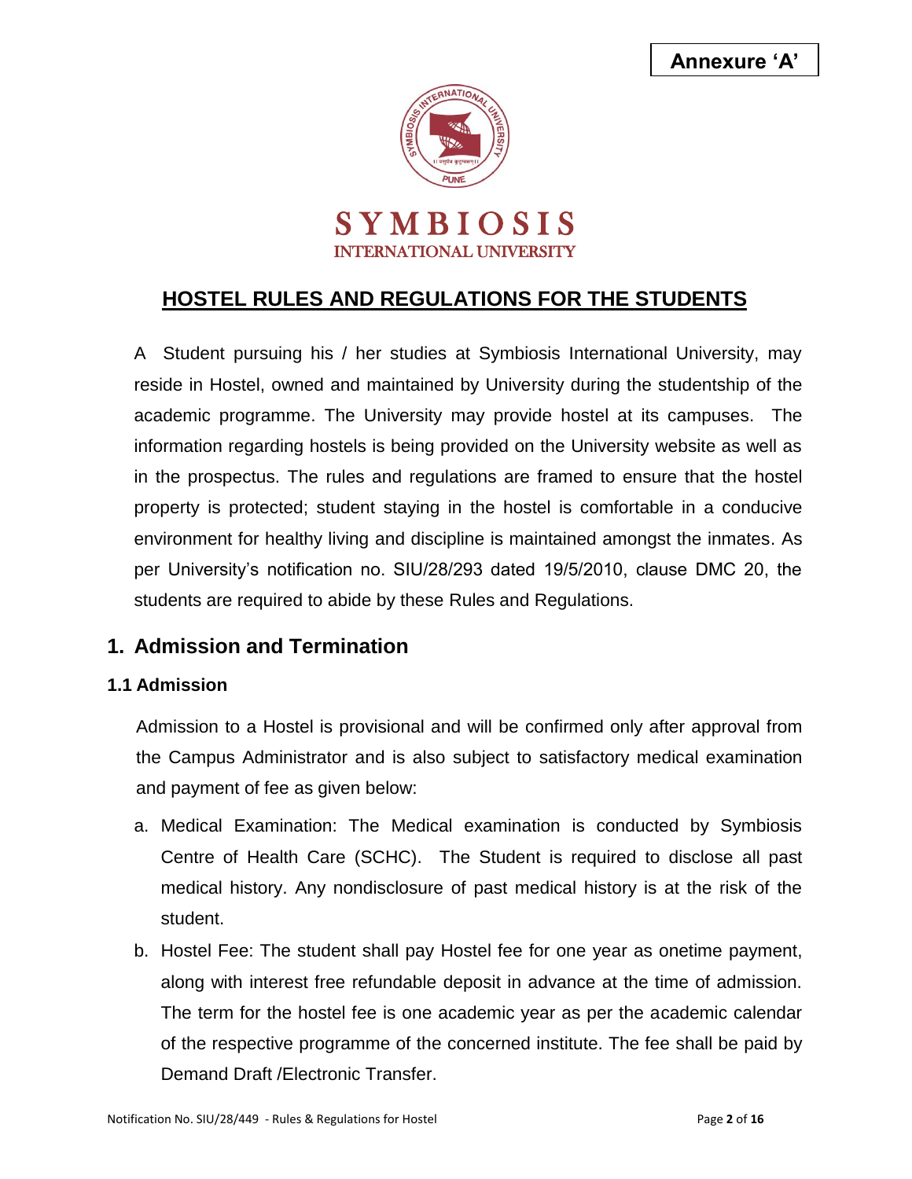**Annexure 'A'**

SYMBIOSIS
INTERNATIONAL UNIVERSITY

# HOSTEL RULES AND REGULATIONS FOR THE STUDENTS

A Student pursuing his / her studies at Symbiosis International University, may reside in Hostel, owned and maintained by University during the studentship of the academic programme. The University may provide hostel at its campuses. The information regarding hostels is being provided on the University website as well as in the prospectus. The rules and regulations are framed to ensure that the hostel property is protected; student staying in the hostel is comfortable in a conducive environment for healthy living and discipline is maintained amongst the inmates. As per University's notification no. SIU/28/293 dated 19/5/2010, clause DMC 20, the students are required to abide by these Rules and Regulations.

## 1. Admission and Termination

### 1.1 Admission

Admission to a Hostel is provisional and will be confirmed only after approval from the Campus Administrator and is also subject to satisfactory medical examination and payment of fee as given below:

a. Medical Examination: The Medical examination is conducted by Symbiosis Centre of Health Care (SCHC). The Student is required to disclose all past medical history. Any nondisclosure of past medical history is at the risk of the student.

b. Hostel Fee: The student shall pay Hostel fee for one year as onetime payment, along with interest free refundable deposit in advance at the time of admission. The term for the hostel fee is one academic year as per the academic calendar of the respective programme of the concerned institute. The fee shall be paid by Demand Draft /Electronic Transfer.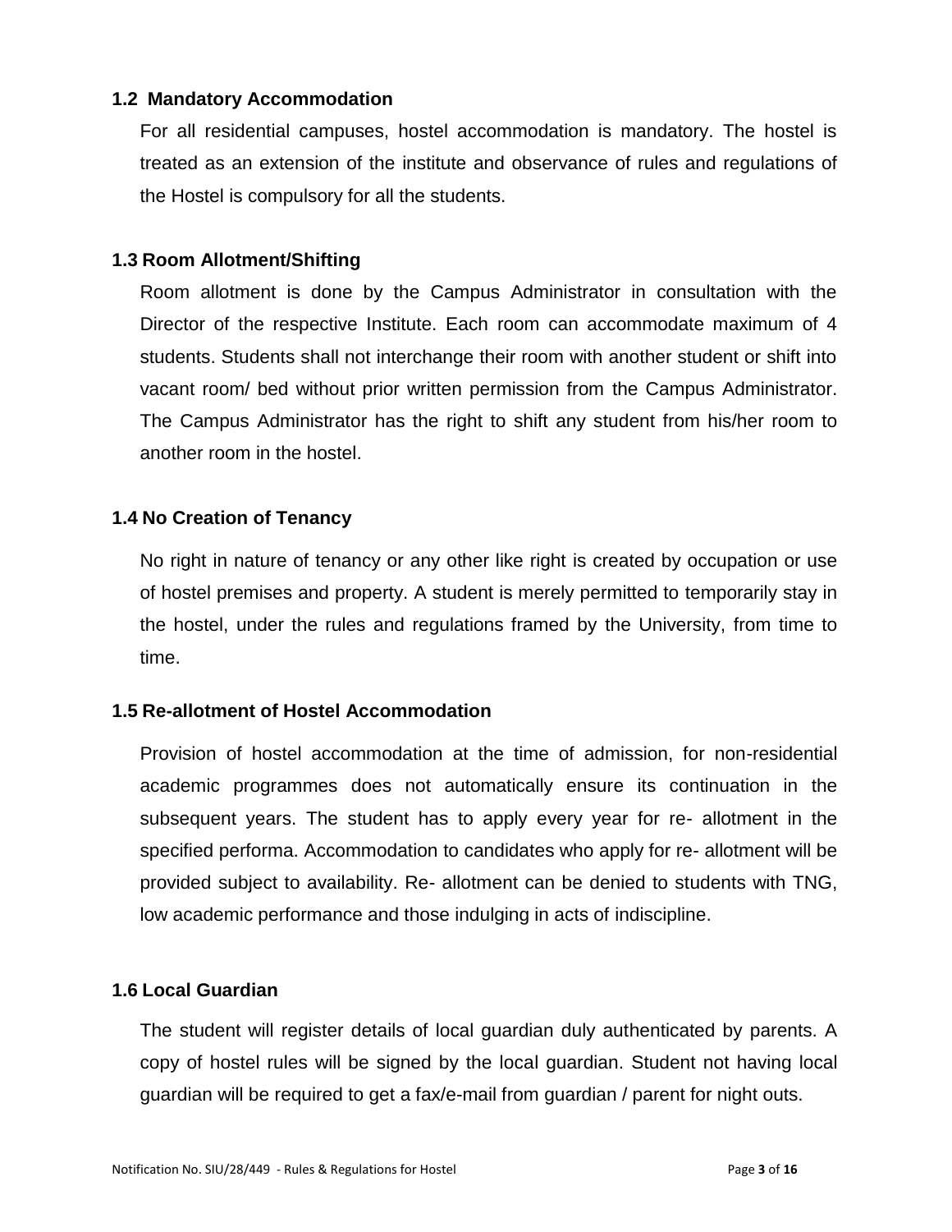### 1.2 Mandatory Accommodation

For all residential campuses, hostel accommodation is mandatory. The hostel is treated as an extension of the institute and observance of rules and regulations of the Hostel is compulsory for all the students.

### 1.3 Room Allotment/Shifting

Room allotment is done by the Campus Administrator in consultation with the Director of the respective Institute. Each room can accommodate maximum of 4 students. Students shall not interchange their room with another student or shift into vacant room/ bed without prior written permission from the Campus Administrator. The Campus Administrator has the right to shift any student from his/her room to another room in the hostel.

### 1.4 No Creation of Tenancy

No right in nature of tenancy or any other like right is created by occupation or use of hostel premises and property. A student is merely permitted to temporarily stay in the hostel, under the rules and regulations framed by the University, from time to time.

### 1.5 Re-allotment of Hostel Accommodation

Provision of hostel accommodation at the time of admission, for non-residential academic programmes does not automatically ensure its continuation in the subsequent years. The student has to apply every year for re- allotment in the specified performa. Accommodation to candidates who apply for re- allotment will be provided subject to availability. Re- allotment can be denied to students with TNG, low academic performance and those indulging in acts of indiscipline.

### 1.6 Local Guardian

The student will register details of local guardian duly authenticated by parents. A copy of hostel rules will be signed by the local guardian. Student not having local guardian will be required to get a fax/e-mail from guardian / parent for night outs.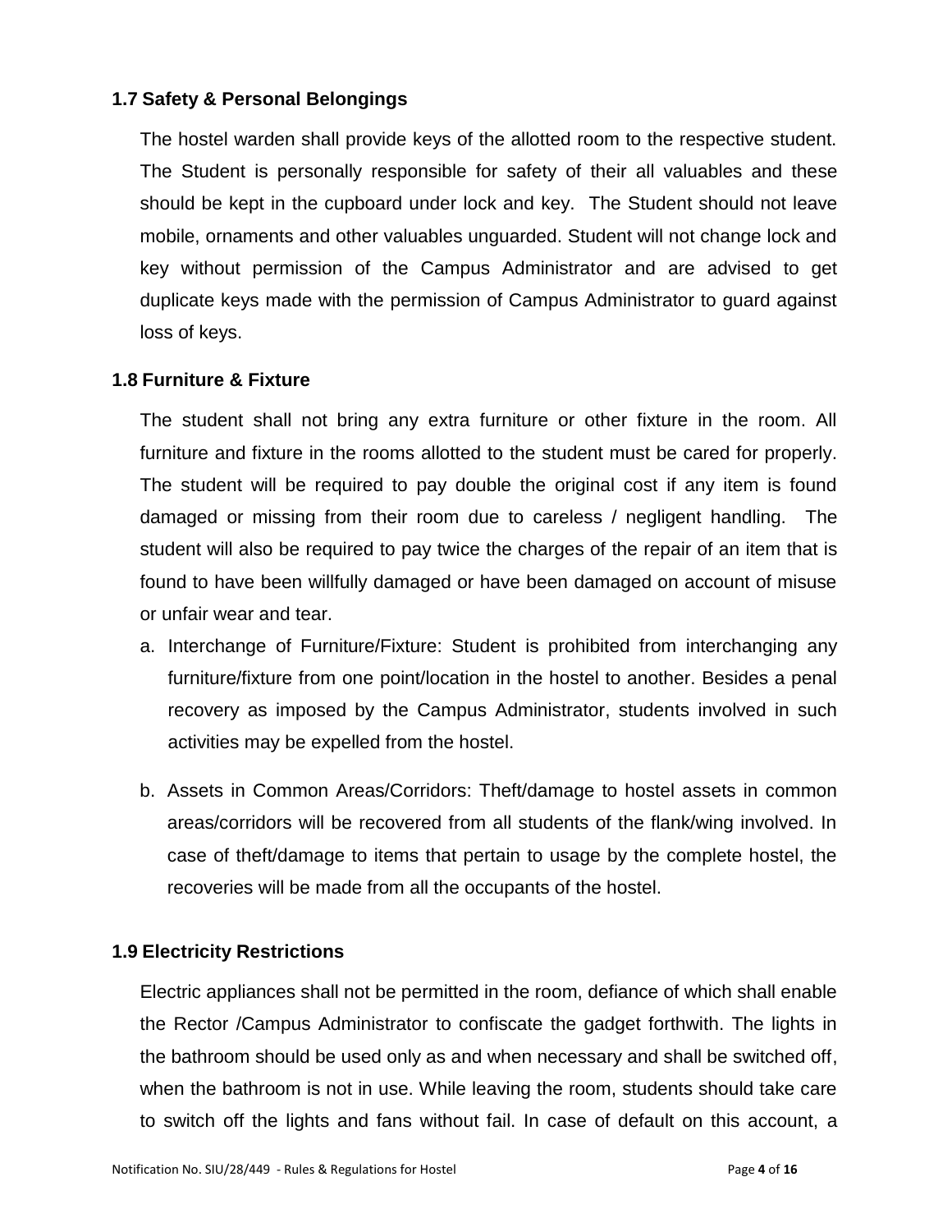### 1.7 Safety & Personal Belongings

The hostel warden shall provide keys of the allotted room to the respective student. The Student is personally responsible for safety of their all valuables and these should be kept in the cupboard under lock and key. The Student should not leave mobile, ornaments and other valuables unguarded. Student will not change lock and key without permission of the Campus Administrator and are advised to get duplicate keys made with the permission of Campus Administrator to guard against loss of keys.

### 1.8 Furniture & Fixture

The student shall not bring any extra furniture or other fixture in the room. All furniture and fixture in the rooms allotted to the student must be cared for properly. The student will be required to pay double the original cost if any item is found damaged or missing from their room due to careless / negligent handling. The student will also be required to pay twice the charges of the repair of an item that is found to have been willfully damaged or have been damaged on account of misuse or unfair wear and tear.

a. Interchange of Furniture/Fixture: Student is prohibited from interchanging any furniture/fixture from one point/location in the hostel to another. Besides a penal recovery as imposed by the Campus Administrator, students involved in such activities may be expelled from the hostel.

b. Assets in Common Areas/Corridors: Theft/damage to hostel assets in common areas/corridors will be recovered from all students of the flank/wing involved. In case of theft/damage to items that pertain to usage by the complete hostel, the recoveries will be made from all the occupants of the hostel.

### 1.9 Electricity Restrictions

Electric appliances shall not be permitted in the room, defiance of which shall enable the Rector /Campus Administrator to confiscate the gadget forthwith. The lights in the bathroom should be used only as and when necessary and shall be switched off, when the bathroom is not in use. While leaving the room, students should take care to switch off the lights and fans without fail. In case of default on this account, a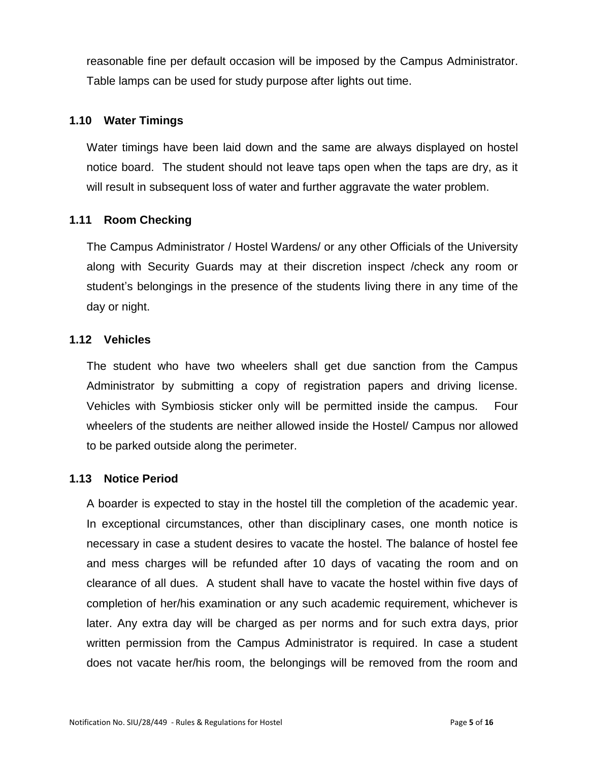reasonable fine per default occasion will be imposed by the Campus Administrator. Table lamps can be used for study purpose after lights out time.

### 1.10 Water Timings

Water timings have been laid down and the same are always displayed on hostel notice board. The student should not leave taps open when the taps are dry, as it will result in subsequent loss of water and further aggravate the water problem.

### 1.11 Room Checking

The Campus Administrator / Hostel Wardens/ or any other Officials of the University along with Security Guards may at their discretion inspect /check any room or student's belongings in the presence of the students living there in any time of the day or night.

### 1.12 Vehicles

The student who have two wheelers shall get due sanction from the Campus Administrator by submitting a copy of registration papers and driving license. Vehicles with Symbiosis sticker only will be permitted inside the campus. Four wheelers of the students are neither allowed inside the Hostel/ Campus nor allowed to be parked outside along the perimeter.

### 1.13 Notice Period

A boarder is expected to stay in the hostel till the completion of the academic year. In exceptional circumstances, other than disciplinary cases, one month notice is necessary in case a student desires to vacate the hostel. The balance of hostel fee and mess charges will be refunded after 10 days of vacating the room and on clearance of all dues. A student shall have to vacate the hostel within five days of completion of her/his examination or any such academic requirement, whichever is later. Any extra day will be charged as per norms and for such extra days, prior written permission from the Campus Administrator is required. In case a student does not vacate her/his room, the belongings will be removed from the room and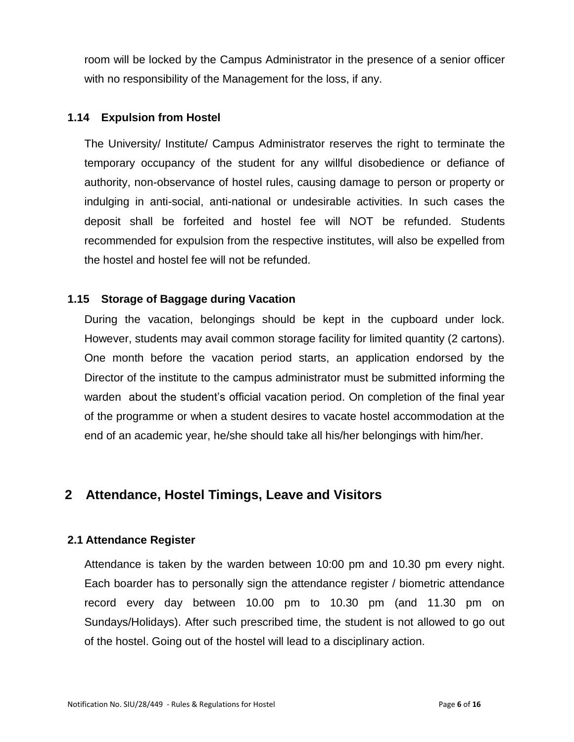room will be locked by the Campus Administrator in the presence of a senior officer with no responsibility of the Management for the loss, if any.

### 1.14 Expulsion from Hostel

The University/ Institute/ Campus Administrator reserves the right to terminate the temporary occupancy of the student for any willful disobedience or defiance of authority, non-observance of hostel rules, causing damage to person or property or indulging in anti-social, anti-national or undesirable activities. In such cases the deposit shall be forfeited and hostel fee will NOT be refunded. Students recommended for expulsion from the respective institutes, will also be expelled from the hostel and hostel fee will not be refunded.

### 1.15 Storage of Baggage during Vacation

During the vacation, belongings should be kept in the cupboard under lock. However, students may avail common storage facility for limited quantity (2 cartons). One month before the vacation period starts, an application endorsed by the Director of the institute to the campus administrator must be submitted informing the warden about the student's official vacation period. On completion of the final year of the programme or when a student desires to vacate hostel accommodation at the end of an academic year, he/she should take all his/her belongings with him/her.

## 2 Attendance, Hostel Timings, Leave and Visitors

### 2.1 Attendance Register

Attendance is taken by the warden between 10:00 pm and 10.30 pm every night. Each boarder has to personally sign the attendance register / biometric attendance record every day between 10.00 pm to 10.30 pm (and 11.30 pm on Sundays/Holidays). After such prescribed time, the student is not allowed to go out of the hostel. Going out of the hostel will lead to a disciplinary action.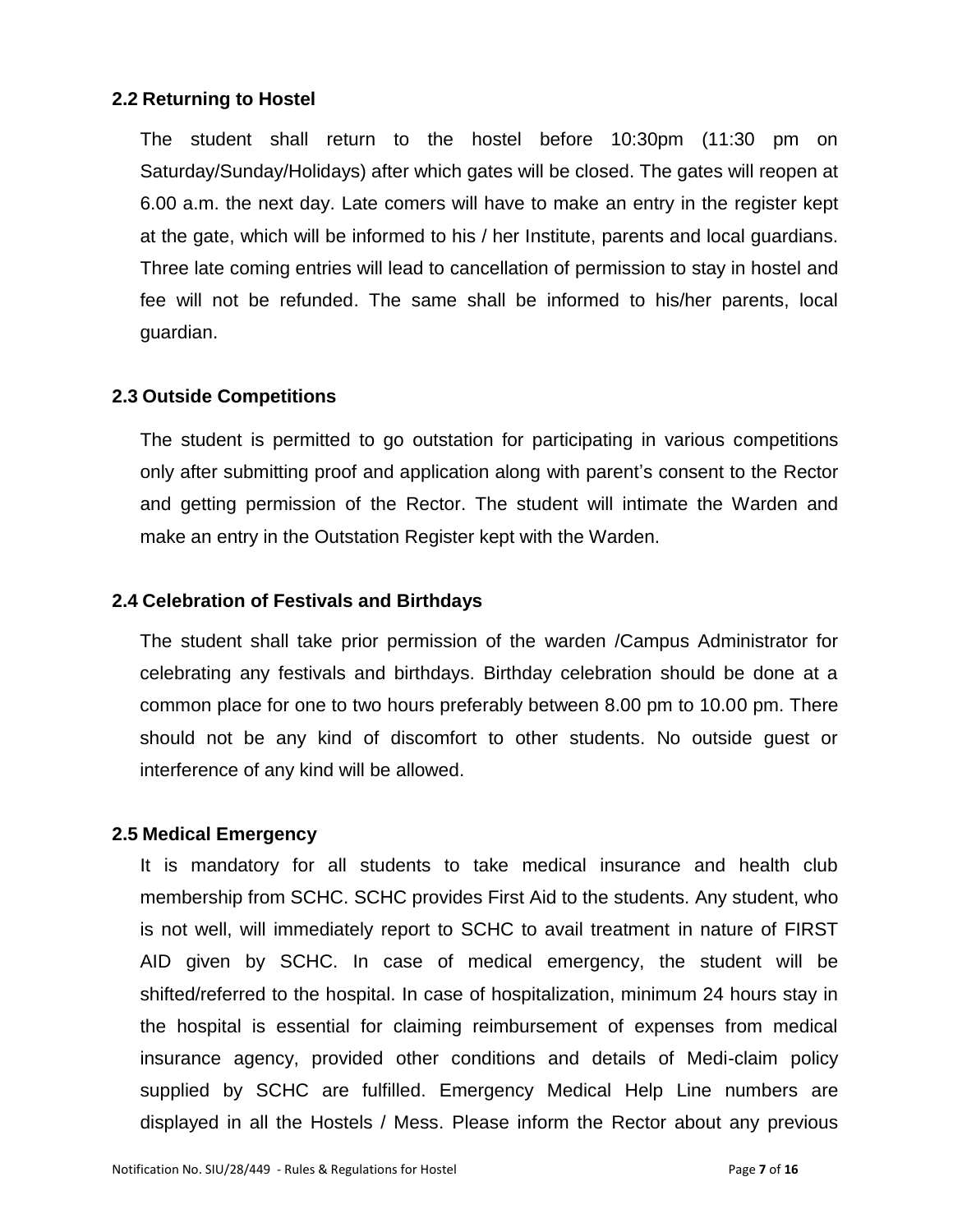### 2.2 Returning to Hostel

The student shall return to the hostel before 10:30pm (11:30 pm on Saturday/Sunday/Holidays) after which gates will be closed. The gates will reopen at 6.00 a.m. the next day. Late comers will have to make an entry in the register kept at the gate, which will be informed to his / her Institute, parents and local guardians. Three late coming entries will lead to cancellation of permission to stay in hostel and fee will not be refunded. The same shall be informed to his/her parents, local guardian.

### 2.3 Outside Competitions

The student is permitted to go outstation for participating in various competitions only after submitting proof and application along with parent's consent to the Rector and getting permission of the Rector. The student will intimate the Warden and make an entry in the Outstation Register kept with the Warden.

### 2.4 Celebration of Festivals and Birthdays

The student shall take prior permission of the warden /Campus Administrator for celebrating any festivals and birthdays. Birthday celebration should be done at a common place for one to two hours preferably between 8.00 pm to 10.00 pm. There should not be any kind of discomfort to other students. No outside guest or interference of any kind will be allowed.

### 2.5 Medical Emergency

It is mandatory for all students to take medical insurance and health club membership from SCHC. SCHC provides First Aid to the students. Any student, who is not well, will immediately report to SCHC to avail treatment in nature of FIRST AID given by SCHC. In case of medical emergency, the student will be shifted/referred to the hospital. In case of hospitalization, minimum 24 hours stay in the hospital is essential for claiming reimbursement of expenses from medical insurance agency, provided other conditions and details of Medi-claim policy supplied by SCHC are fulfilled. Emergency Medical Help Line numbers are displayed in all the Hostels / Mess. Please inform the Rector about any previous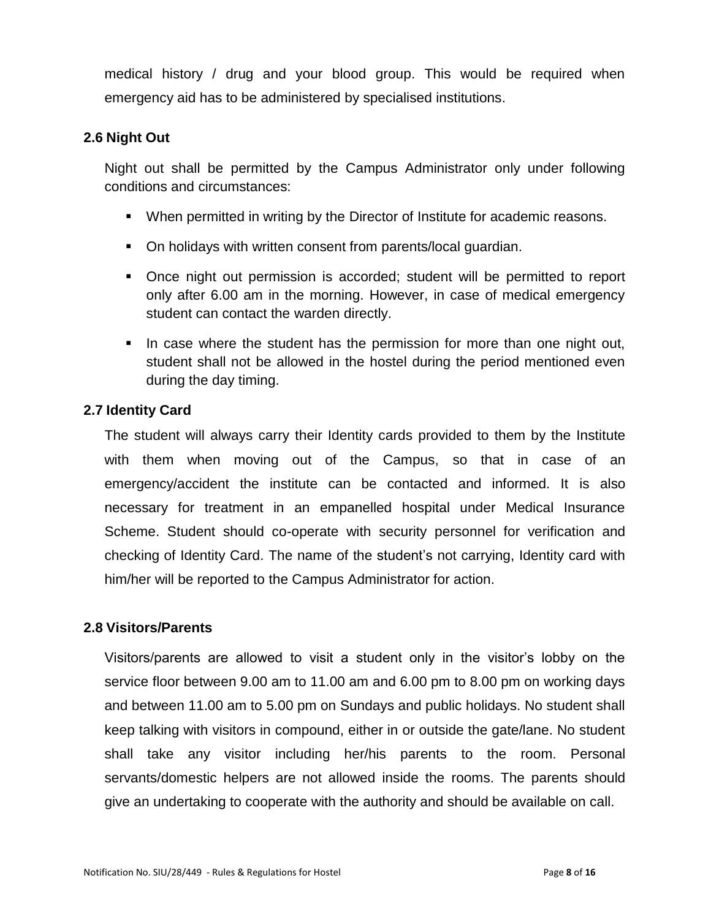medical history / drug and your blood group. This would be required when emergency aid has to be administered by specialised institutions.

### 2.6 Night Out

Night out shall be permitted by the Campus Administrator only under following conditions and circumstances:

- When permitted in writing by the Director of Institute for academic reasons.
- On holidays with written consent from parents/local guardian.
- Once night out permission is accorded; student will be permitted to report only after 6.00 am in the morning. However, in case of medical emergency student can contact the warden directly.
- In case where the student has the permission for more than one night out, student shall not be allowed in the hostel during the period mentioned even during the day timing.

### 2.7 Identity Card

The student will always carry their Identity cards provided to them by the Institute with them when moving out of the Campus, so that in case of an emergency/accident the institute can be contacted and informed. It is also necessary for treatment in an empanelled hospital under Medical Insurance Scheme. Student should co-operate with security personnel for verification and checking of Identity Card. The name of the student's not carrying, Identity card with him/her will be reported to the Campus Administrator for action.

### 2.8 Visitors/Parents

Visitors/parents are allowed to visit a student only in the visitor's lobby on the service floor between 9.00 am to 11.00 am and 6.00 pm to 8.00 pm on working days and between 11.00 am to 5.00 pm on Sundays and public holidays. No student shall keep talking with visitors in compound, either in or outside the gate/lane. No student shall take any visitor including her/his parents to the room. Personal servants/domestic helpers are not allowed inside the rooms. The parents should give an undertaking to cooperate with the authority and should be available on call.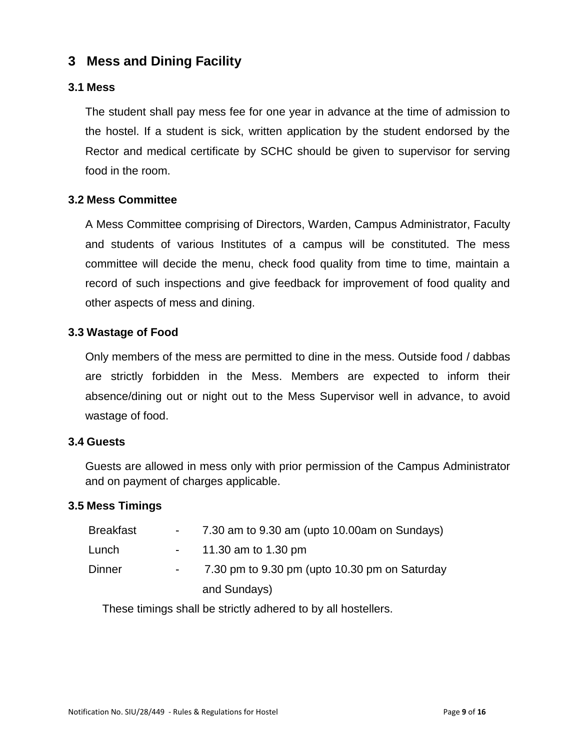## 3 Mess and Dining Facility

### 3.1 Mess

The student shall pay mess fee for one year in advance at the time of admission to the hostel. If a student is sick, written application by the student endorsed by the Rector and medical certificate by SCHC should be given to supervisor for serving food in the room.

### 3.2 Mess Committee

A Mess Committee comprising of Directors, Warden, Campus Administrator, Faculty and students of various Institutes of a campus will be constituted. The mess committee will decide the menu, check food quality from time to time, maintain a record of such inspections and give feedback for improvement of food quality and other aspects of mess and dining.

### 3.3 Wastage of Food

Only members of the mess are permitted to dine in the mess. Outside food / dabbas are strictly forbidden in the Mess. Members are expected to inform their absence/dining out or night out to the Mess Supervisor well in advance, to avoid wastage of food.

### 3.4 Guests

Guests are allowed in mess only with prior permission of the Campus Administrator and on payment of charges applicable.

### 3.5 Mess Timings

| | | |
|---|---|---|
| Breakfast | - | 7.30 am to 9.30 am (upto 10.00am on Sundays) |
| Lunch | - | 11.30 am to 1.30 pm |
| Dinner | - | 7.30 pm to 9.30 pm (upto 10.30 pm on Saturday and Sundays) |

These timings shall be strictly adhered to by all hostellers.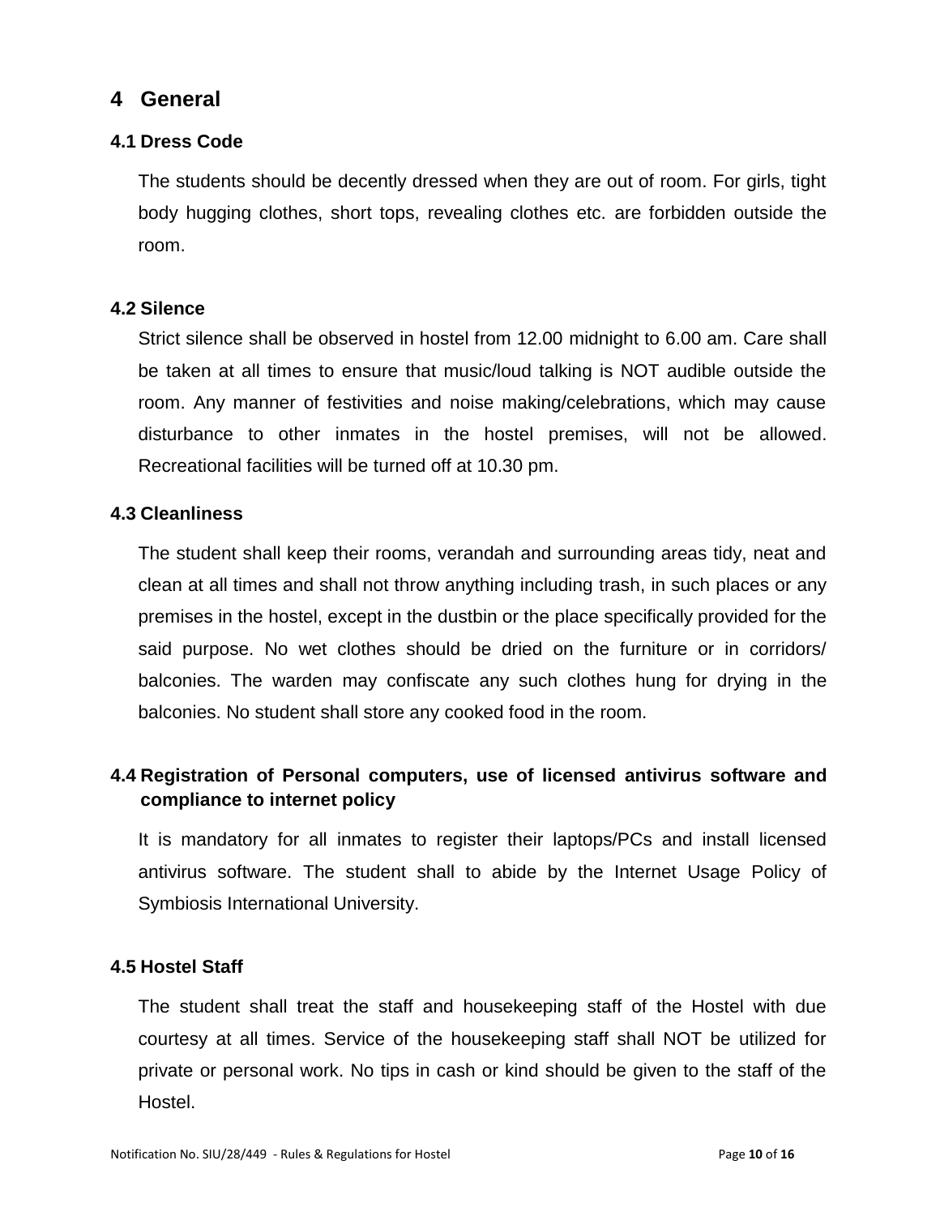# 4 General

## 4.1 Dress Code

The students should be decently dressed when they are out of room. For girls, tight body hugging clothes, short tops, revealing clothes etc. are forbidden outside the room.

## 4.2 Silence

Strict silence shall be observed in hostel from 12.00 midnight to 6.00 am. Care shall be taken at all times to ensure that music/loud talking is NOT audible outside the room. Any manner of festivities and noise making/celebrations, which may cause disturbance to other inmates in the hostel premises, will not be allowed. Recreational facilities will be turned off at 10.30 pm.

## 4.3 Cleanliness

The student shall keep their rooms, verandah and surrounding areas tidy, neat and clean at all times and shall not throw anything including trash, in such places or any premises in the hostel, except in the dustbin or the place specifically provided for the said purpose. No wet clothes should be dried on the furniture or in corridors/ balconies. The warden may confiscate any such clothes hung for drying in the balconies. No student shall store any cooked food in the room.

## 4.4 Registration of Personal computers, use of licensed antivirus software and compliance to internet policy

It is mandatory for all inmates to register their laptops/PCs and install licensed antivirus software. The student shall to abide by the Internet Usage Policy of Symbiosis International University.

## 4.5 Hostel Staff

The student shall treat the staff and housekeeping staff of the Hostel with due courtesy at all times. Service of the housekeeping staff shall NOT be utilized for private or personal work. No tips in cash or kind should be given to the staff of the Hostel.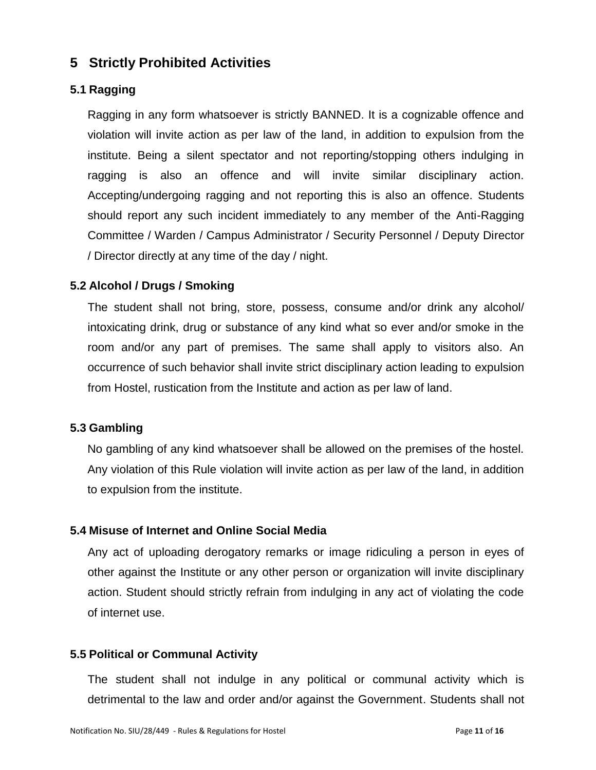# 5 Strictly Prohibited Activities

## 5.1 Ragging

Ragging in any form whatsoever is strictly BANNED. It is a cognizable offence and violation will invite action as per law of the land, in addition to expulsion from the institute. Being a silent spectator and not reporting/stopping others indulging in ragging is also an offence and will invite similar disciplinary action. Accepting/undergoing ragging and not reporting this is also an offence. Students should report any such incident immediately to any member of the Anti-Ragging Committee / Warden / Campus Administrator / Security Personnel / Deputy Director / Director directly at any time of the day / night.

## 5.2 Alcohol / Drugs / Smoking

The student shall not bring, store, possess, consume and/or drink any alcohol/ intoxicating drink, drug or substance of any kind what so ever and/or smoke in the room and/or any part of premises. The same shall apply to visitors also. An occurrence of such behavior shall invite strict disciplinary action leading to expulsion from Hostel, rustication from the Institute and action as per law of land.

## 5.3 Gambling

No gambling of any kind whatsoever shall be allowed on the premises of the hostel. Any violation of this Rule violation will invite action as per law of the land, in addition to expulsion from the institute.

## 5.4 Misuse of Internet and Online Social Media

Any act of uploading derogatory remarks or image ridiculing a person in eyes of other against the Institute or any other person or organization will invite disciplinary action. Student should strictly refrain from indulging in any act of violating the code of internet use.

## 5.5 Political or Communal Activity

The student shall not indulge in any political or communal activity which is detrimental to the law and order and/or against the Government. Students shall not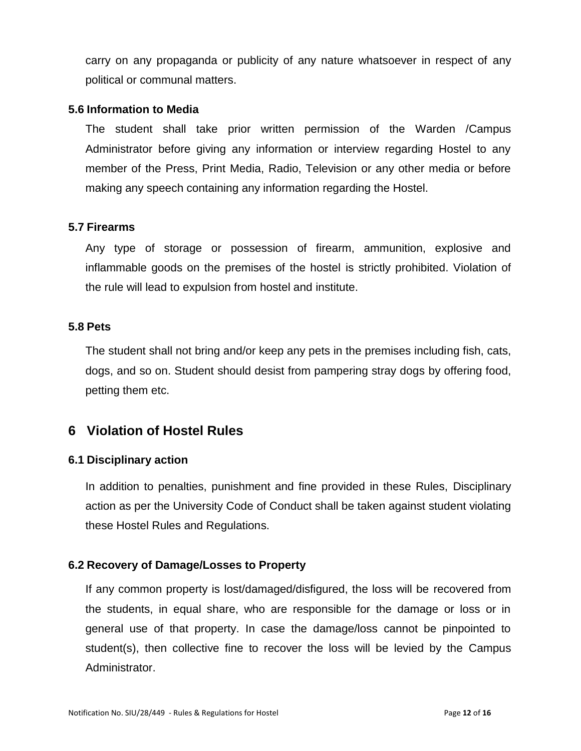carry on any propaganda or publicity of any nature whatsoever in respect of any political or communal matters.

### 5.6 Information to Media

The student shall take prior written permission of the Warden /Campus Administrator before giving any information or interview regarding Hostel to any member of the Press, Print Media, Radio, Television or any other media or before making any speech containing any information regarding the Hostel.

### 5.7 Firearms

Any type of storage or possession of firearm, ammunition, explosive and inflammable goods on the premises of the hostel is strictly prohibited. Violation of the rule will lead to expulsion from hostel and institute.

### 5.8 Pets

The student shall not bring and/or keep any pets in the premises including fish, cats, dogs, and so on. Student should desist from pampering stray dogs by offering food, petting them etc.

## 6 Violation of Hostel Rules

### 6.1 Disciplinary action

In addition to penalties, punishment and fine provided in these Rules, Disciplinary action as per the University Code of Conduct shall be taken against student violating these Hostel Rules and Regulations.

### 6.2 Recovery of Damage/Losses to Property

If any common property is lost/damaged/disfigured, the loss will be recovered from the students, in equal share, who are responsible for the damage or loss or in general use of that property. In case the damage/loss cannot be pinpointed to student(s), then collective fine to recover the loss will be levied by the Campus Administrator.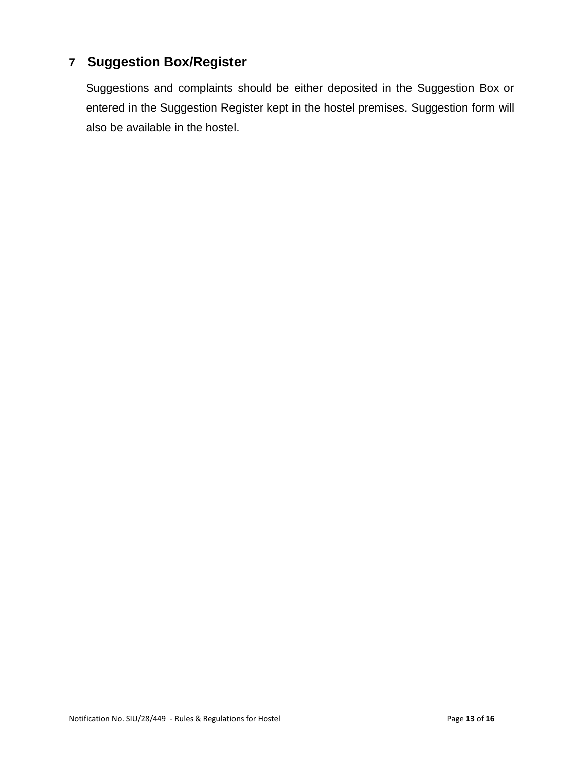## 7 Suggestion Box/Register

Suggestions and complaints should be either deposited in the Suggestion Box or entered in the Suggestion Register kept in the hostel premises. Suggestion form will also be available in the hostel.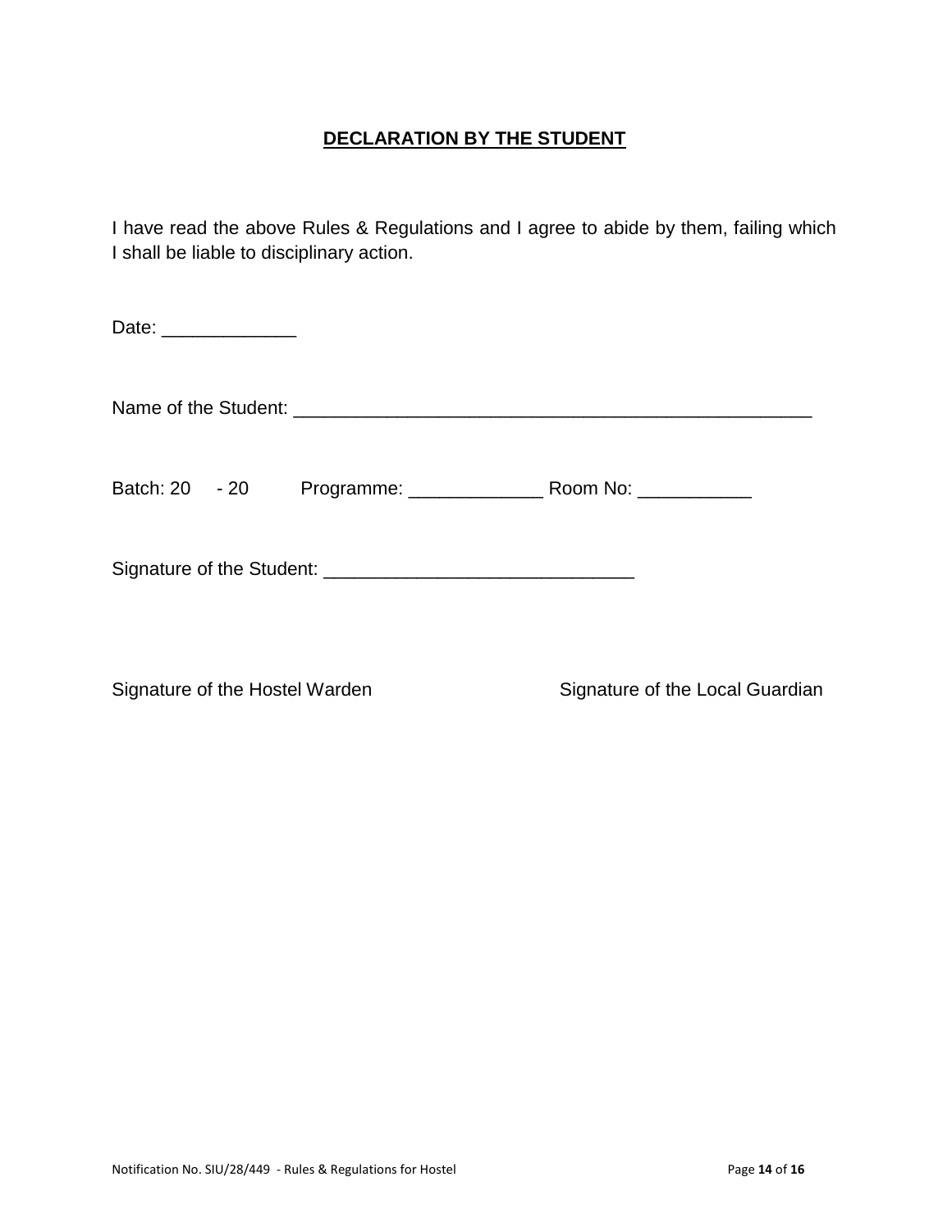## DECLARATION BY THE STUDENT

I have read the above Rules & Regulations and I agree to abide by them, failing which I shall be liable to disciplinary action.

Date: _____________

Name of the Student: ____________________________________________________

Batch: 20 - 20 Programme: _____________ Room No: ___________

Signature of the Student: ______________________________

Signature of the Hostel Warden

Signature of the Local Guardian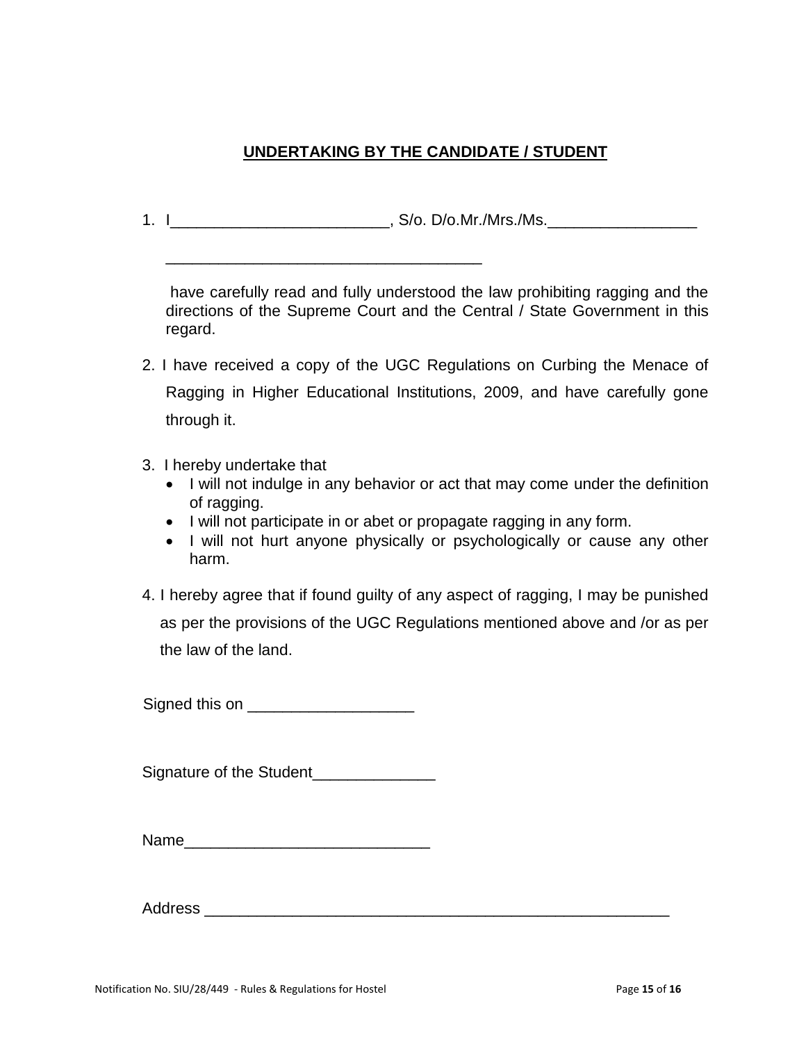## UNDERTAKING BY THE CANDIDATE / STUDENT

1. I_________________________, S/o. D/o.Mr./Mrs./Ms._________________

   ____________________________________

   have carefully read and fully understood the law prohibiting ragging and the directions of the Supreme Court and the Central / State Government in this regard.

2. I have received a copy of the UGC Regulations on Curbing the Menace of Ragging in Higher Educational Institutions, 2009, and have carefully gone through it.

3. I hereby undertake that
   - I will not indulge in any behavior or act that may come under the definition of ragging.
   - I will not participate in or abet or propagate ragging in any form.
   - I will not hurt anyone physically or psychologically or cause any other harm.

4. I hereby agree that if found guilty of any aspect of ragging, I may be punished as per the provisions of the UGC Regulations mentioned above and /or as per the law of the land.

Signed this on ___________________

Signature of the Student______________

Name____________________________

Address _______________________________________________________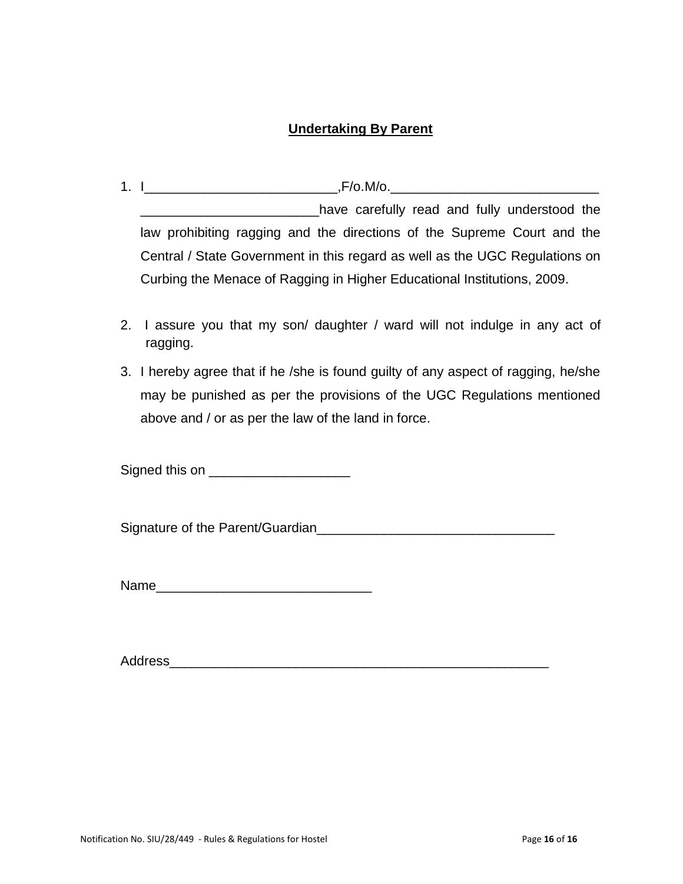## Undertaking By Parent

1. I_________________________,F/o.M/o.___________________________ _______________________have carefully read and fully understood the law prohibiting ragging and the directions of the Supreme Court and the Central / State Government in this regard as well as the UGC Regulations on Curbing the Menace of Ragging in Higher Educational Institutions, 2009.

2. I assure you that my son/ daughter / ward will not indulge in any act of ragging.

3. I hereby agree that if he /she is found guilty of any aspect of ragging, he/she may be punished as per the provisions of the UGC Regulations mentioned above and / or as per the law of the land in force.

Signed this on __________________

Signature of the Parent/Guardian_______________________________

Name____________________________

Address__________________________________________________